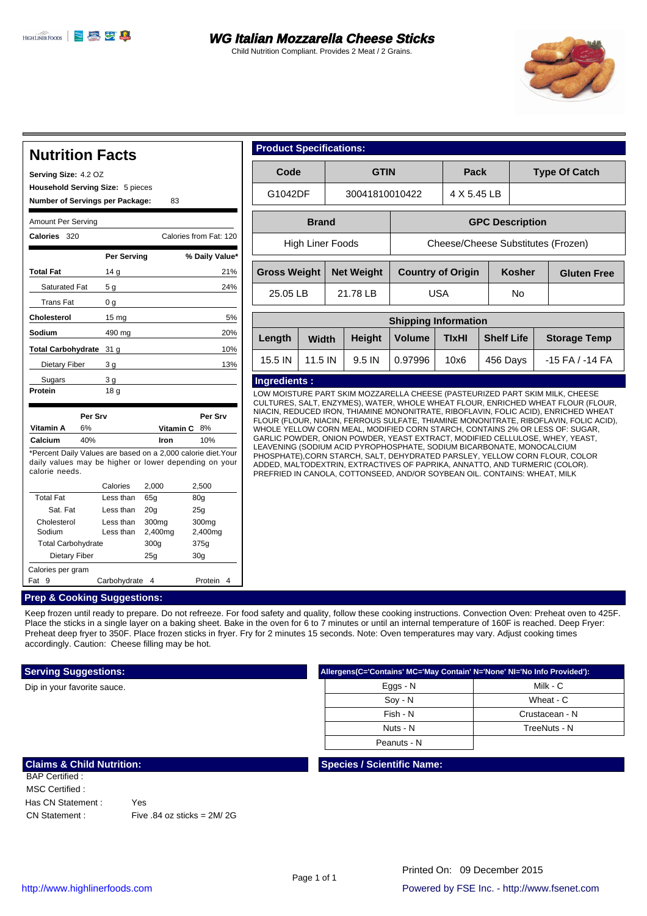# WG Italian Mozzarella Cheese Sticks

Child Nutrition Compliant. Provides 2 Meat / 2 Grains.

## Nutrition Facts

**Serving Size:** 4.2 OZ
**Household Serving Size:** 5 pieces
**Number of Servings per Package:** 83

Amount Per Serving

**Calories** 320 — Calories from Fat: 120

| | Per Serving | % Daily Value* |
|---|---|---|
| **Total Fat** | 14 g | 21% |
| Saturated Fat | 5 g | 24% |
| Trans Fat | 0 g | |
| **Cholesterol** | 15 mg | 5% |
| **Sodium** | 490 mg | 20% |
| **Total Carbohydrate** | 31 g | 10% |
| Dietary Fiber | 3 g | 13% |
| Sugars | 3 g | |
| **Protein** | 18 g | |

| | Per Srv | | Per Srv |
|---|---|---|---|
| **Vitamin A** | 6% | **Vitamin C** | 8% |
| **Calcium** | 40% | **Iron** | 10% |

*Percent Daily Values are based on a 2,000 calorie diet.Your daily values may be higher or lower depending on your calorie needs.

| | Calories | 2,000 | 2,500 |
|---|---|---|---|
| Total Fat | Less than | 65g | 80g |
| Sat. Fat | Less than | 20g | 25g |
| Cholesterol | Less than | 300mg | 300mg |
| Sodium | Less than | 2,400mg | 2,400mg |
| Total Carbohydrate | | 300g | 375g |
| Dietary Fiber | | 25g | 30g |

Calories per gram
Fat 9 — Carbohydrate 4 — Protein 4

## Product Specifications:

| Code | GTIN | Pack | Type Of Catch |
|---|---|---|---|
| G1042DF | 30041810010422 | 4 X 5.45 LB | |

| Brand | GPC Description |
|---|---|
| High Liner Foods | Cheese/Cheese Substitutes (Frozen) |

| Gross Weight | Net Weight | Country of Origin | Kosher | Gluten Free |
|---|---|---|---|---|
| 25.05 LB | 21.78 LB | USA | No | |

**Shipping Information**

| Length | Width | Height | Volume | TIxHI | Shelf Life | Storage Temp |
|---|---|---|---|---|---|---|
| 15.5 IN | 11.5 IN | 9.5 IN | 0.97996 | 10x6 | 456 Days | -15 FA / -14 FA |

## Ingredients :

LOW MOISTURE PART SKIM MOZZARELLA CHEESE (PASTEURIZED PART SKIM MILK, CHEESE CULTURES, SALT, ENZYMES), WATER, WHOLE WHEAT FLOUR, ENRICHED WHEAT FLOUR (FLOUR, NIACIN, REDUCED IRON, THIAMINE MONONITRATE, RIBOFLAVIN, FOLIC ACID), ENRICHED WHEAT FLOUR (FLOUR, NIACIN, FERROUS SULFATE, THIAMINE MONONITRATE, RIBOFLAVIN, FOLIC ACID), WHOLE YELLOW CORN MEAL, MODIFIED CORN STARCH, CONTAINS 2% OR LESS OF: SUGAR, GARLIC POWDER, ONION POWDER, YEAST EXTRACT, MODIFIED CELLULOSE, WHEY, YEAST, LEAVENING (SODIUM ACID PYROPHOSPHATE, SODIUM BICARBONATE, MONOCALCIUM PHOSPHATE),CORN STARCH, SALT, DEHYDRATED PARSLEY, YELLOW CORN FLOUR, COLOR ADDED, MALTODEXTRIN, EXTRACTIVES OF PAPRIKA, ANNATTO, AND TURMERIC (COLOR). PREFRIED IN CANOLA, COTTONSEED, AND/OR SOYBEAN OIL. CONTAINS: WHEAT, MILK

## Prep & Cooking Suggestions:

Keep frozen until ready to prepare. Do not refreeze. For food safety and quality, follow these cooking instructions. Convection Oven: Preheat oven to 425F. Place the sticks in a single layer on a baking sheet. Bake in the oven for 6 to 7 minutes or until an internal temperature of 160F is reached. Deep Fryer: Preheat deep fryer to 350F. Place frozen sticks in fryer. Fry for 2 minutes 15 seconds. Note: Oven temperatures may vary. Adjust cooking times accordingly. Caution: Cheese filling may be hot.

## Serving Suggestions:

Dip in your favorite sauce.

## Allergens(C='Contains' MC='May Contain' N='None' NI='No Info Provided'):

| | |
|---|---|
| Eggs - N | Milk - C |
| Soy - N | Wheat - C |
| Fish - N | Crustacean - N |
| Nuts - N | TreeNuts - N |
| Peanuts - N | |

## Claims & Child Nutrition:

| | |
|---|---|
| BAP Certified : | |
| MSC Certified : | |
| Has CN Statement : | Yes |
| CN Statement : | Five .84 oz sticks = 2M/ 2G |

## Species / Scientific Name:

Printed On: 09 December 2015

http://www.highlinerfoods.com

Powered by FSE Inc. - http://www.fsenet.com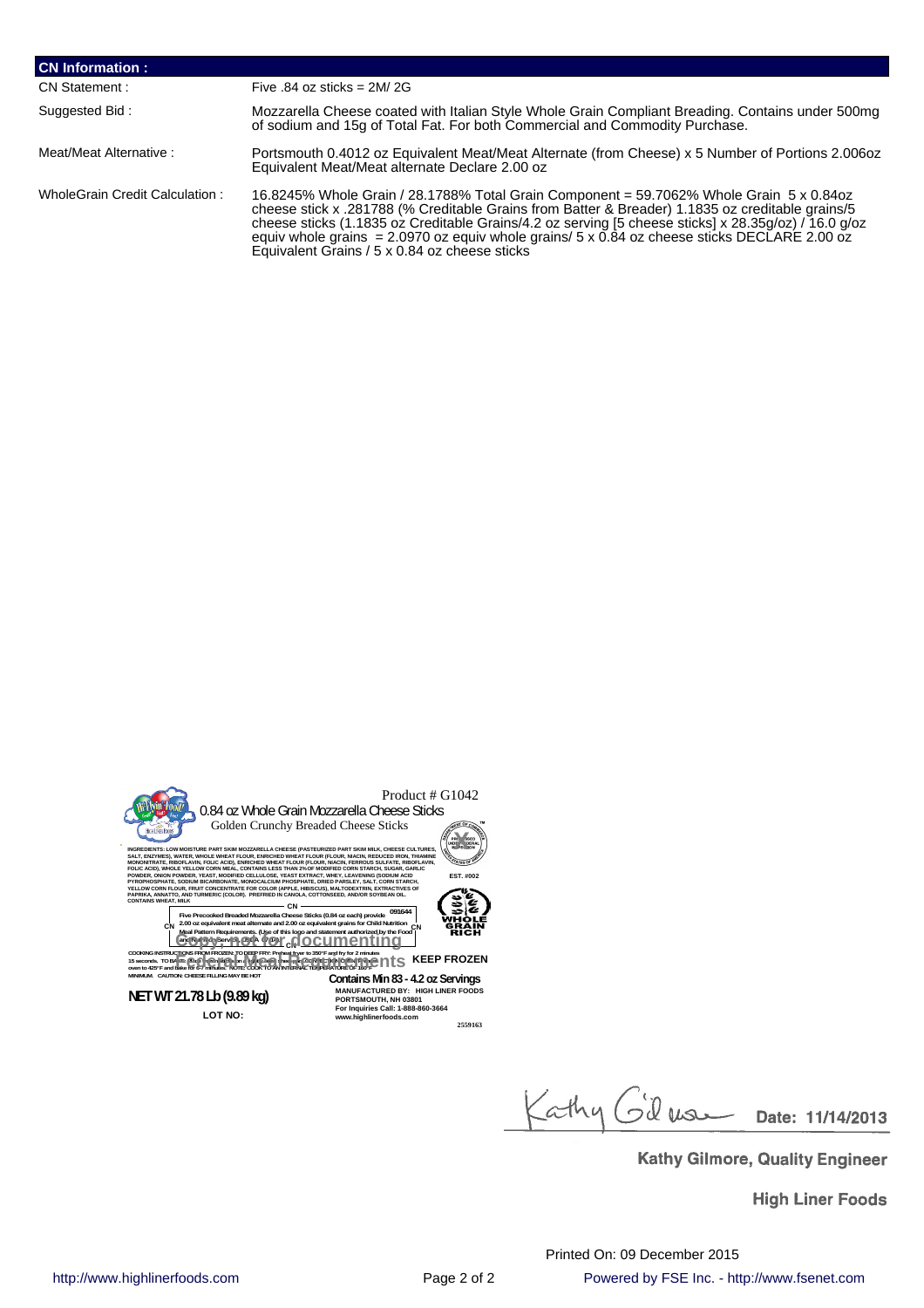## CN Information :

| | |
|---|---|
| CN Statement : | Five .84 oz sticks = 2M/ 2G |
| Suggested Bid : | Mozzarella Cheese coated with Italian Style Whole Grain Compliant Breading. Contains under 500mg of sodium and 15g of Total Fat. For both Commercial and Commodity Purchase. |
| Meat/Meat Alternative : | Portsmouth 0.4012 oz Equivalent Meat/Meat Alternate (from Cheese) x 5 Number of Portions 2.006oz Equivalent Meat/Meat alternate Declare 2.00 oz |
| WholeGrain Credit Calculation : | 16.8245% Whole Grain / 28.1788% Total Grain Component = 59.7062% Whole Grain 5 x 0.84oz cheese stick x .281788 (% Creditable Grains from Batter & Breader) 1.1835 oz creditable grains/5 cheese sticks (1.1835 oz Creditable Grains/4.2 oz serving [5 cheese sticks] x 28.35g/oz) / 16.0 g/oz equiv whole grains = 2.0970 oz equiv whole grains/ 5 x 0.84 oz cheese sticks DECLARE 2.00 oz Equivalent Grains / 5 x 0.84 oz cheese sticks |

Product # G1042

0.84 oz Whole Grain Mozzarella Cheese Sticks

Golden Crunchy Breaded Cheese Sticks

INGREDIENTS: LOW MOISTURE PART SKIM MOZZARELLA CHEESE (PASTEURIZED PART SKIM MILK, CHEESE CULTURES, SALT, ENZYMES), WATER, WHOLE WHEAT FLOUR, ENRICHED WHEAT FLOUR (FLOUR, NIACIN, REDUCED IRON, THIAMINE MONONITRATE, RIBOFLAVIN, FOLIC ACID), ENRICHED WHEAT FLOUR (FLOUR, NIACIN, FERROUS SULFATE, RIBOFLAVIN, FOLIC ACID), WHOLE YELLOW CORN MEAL, CONTAINS LESS THAN 2% OF MODIFIED CORN STARCH, SUGAR, GARLIC POWDER, ONION POWDER, YEAST, MODIFIED CELLULOSE, YEAST EXTRACT, WHEY, LEAVENING (SODIUM ACID PYROPHOSPHATE, SODIUM BICARBONATE, MONOCALCIUM PHOSPHATE, DRIED PARSLEY, SALT, CORN STARCH, YELLOW CORN FLOUR, FRUIT CONCENTRATE FOR COLOR (APPLE, HIBISCUS), MALTODEXTRIN, EXTRACTIVES OF PAPRIKA, ANNATTO, AND TURMERIC (COLOR). PREFRIED IN CANOLA, COTTONSEED, AND/OR SOYBEAN OIL. CONTAINS WHEAT, MILK

EST. #002

CN 091644

Five Precooked Breaded Mozzarella Cheese Sticks (0.84 oz each) provide 2.00 oz equivalent meat alternate and 2.00 oz equivalent grains for Child Nutrition Meal Pattern Requirements. (Use of this logo and statement authorized by the Food and Nutrition Service, USDA 07/13.) CN

WHOLE GRAIN RICH

Copy - not for documenting official Meal Components

COOKING INSTRUCTIONS FROM FROZEN TO DEEP FRY: Preheat fryer to 350°F and fry for 2 minutes 15 seconds. TO BAKE: ... oven to 425°F and bake for 6-7 minutes. NOTE: COOK TO AN INTERNAL TEMPERATURE OF 160°F MINIMUM. CAUTION: CHEESE FILLING MAY BE HOT

KEEP FROZEN

Contains Min 83 - 4.2 oz Servings

NET WT 21.78 Lb (9.89 kg)

LOT NO:

MANUFACTURED BY: HIGH LINER FOODS
PORTSMOUTH, NH 03801
For Inquiries Call: 1-888-860-3664
www.highlinerfoods.com

2559163

Kathy Gilmore

Date: 11/14/2013

Kathy Gilmore, Quality Engineer

High Liner Foods

Printed On: 09 December 2015